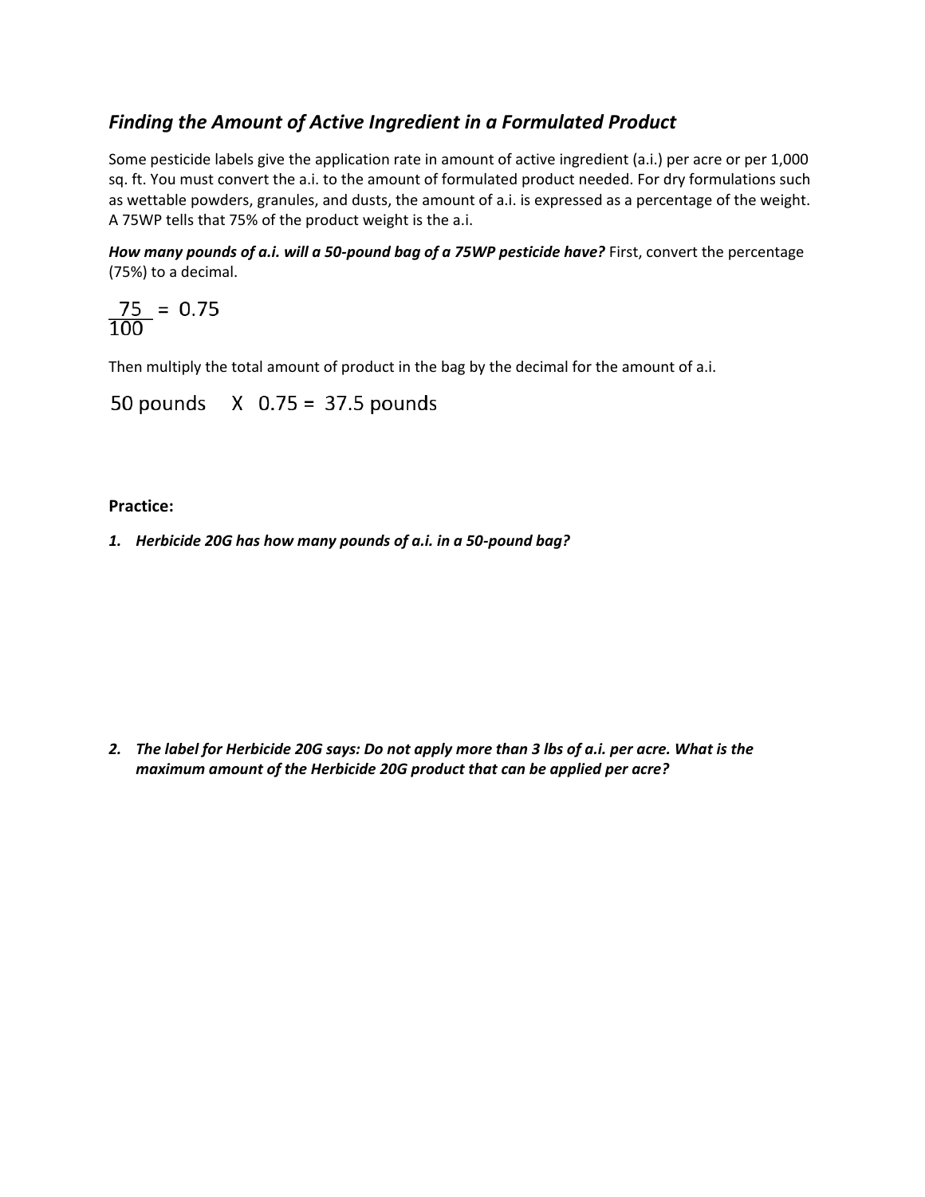### *Finding the Amount of Active Ingredient in a Formulated Product*

Some pesticide labels give the application rate in amount of active ingredient (a.i.) per acre or per 1,000 sq. ft. You must convert the a.i. to the amount of formulated product needed. For dry formulations such as wettable powders, granules, and dusts, the amount of a.i. is expressed as a percentage of the weight. A 75WP tells that 75% of the product weight is the a.i.

***How many pounds of a.i. will a 50-pound bag of a 75WP pesticide have?*** First, convert the percentage (75%) to a decimal.

$$\frac{75}{100} = 0.75$$

Then multiply the total amount of product in the bag by the decimal for the amount of a.i.

$$50 \text{ pounds} \quad X \quad 0.75 = 37.5 \text{ pounds}$$

**Practice:**

1. ***Herbicide 20G has how many pounds of a.i. in a 50-pound bag?***

2. ***The label for Herbicide 20G says: Do not apply more than 3 lbs of a.i. per acre. What is the maximum amount of the Herbicide 20G product that can be applied per acre?***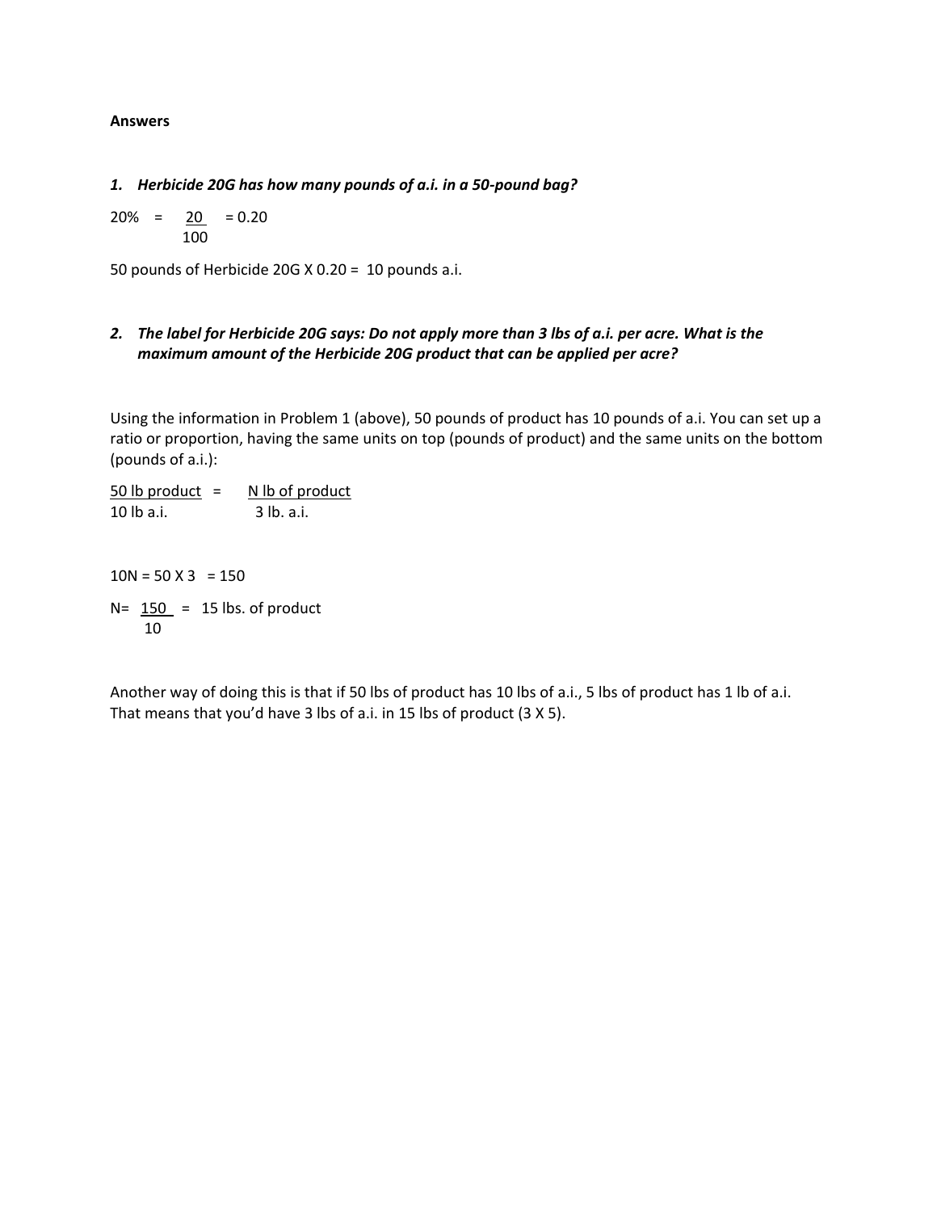**Answers**

1. ***Herbicide 20G has how many pounds of a.i. in a 50-pound bag?***

$$20\% = \frac{20}{100} = 0.20$$

50 pounds of Herbicide 20G X 0.20 = 10 pounds a.i.

2. ***The label for Herbicide 20G says: Do not apply more than 3 lbs of a.i. per acre. What is the maximum amount of the Herbicide 20G product that can be applied per acre?***

Using the information in Problem 1 (above), 50 pounds of product has 10 pounds of a.i. You can set up a ratio or proportion, having the same units on top (pounds of product) and the same units on the bottom (pounds of a.i.):

$$\frac{50 \text{ lb product}}{10 \text{ lb a.i.}} = \frac{N \text{ lb of product}}{3 \text{ lb. a.i.}}$$

$$10N = 50 \text{ X } 3 = 150$$

$$N = \frac{150}{10} = 15 \text{ lbs. of product}$$

Another way of doing this is that if 50 lbs of product has 10 lbs of a.i., 5 lbs of product has 1 lb of a.i. That means that you'd have 3 lbs of a.i. in 15 lbs of product (3 X 5).